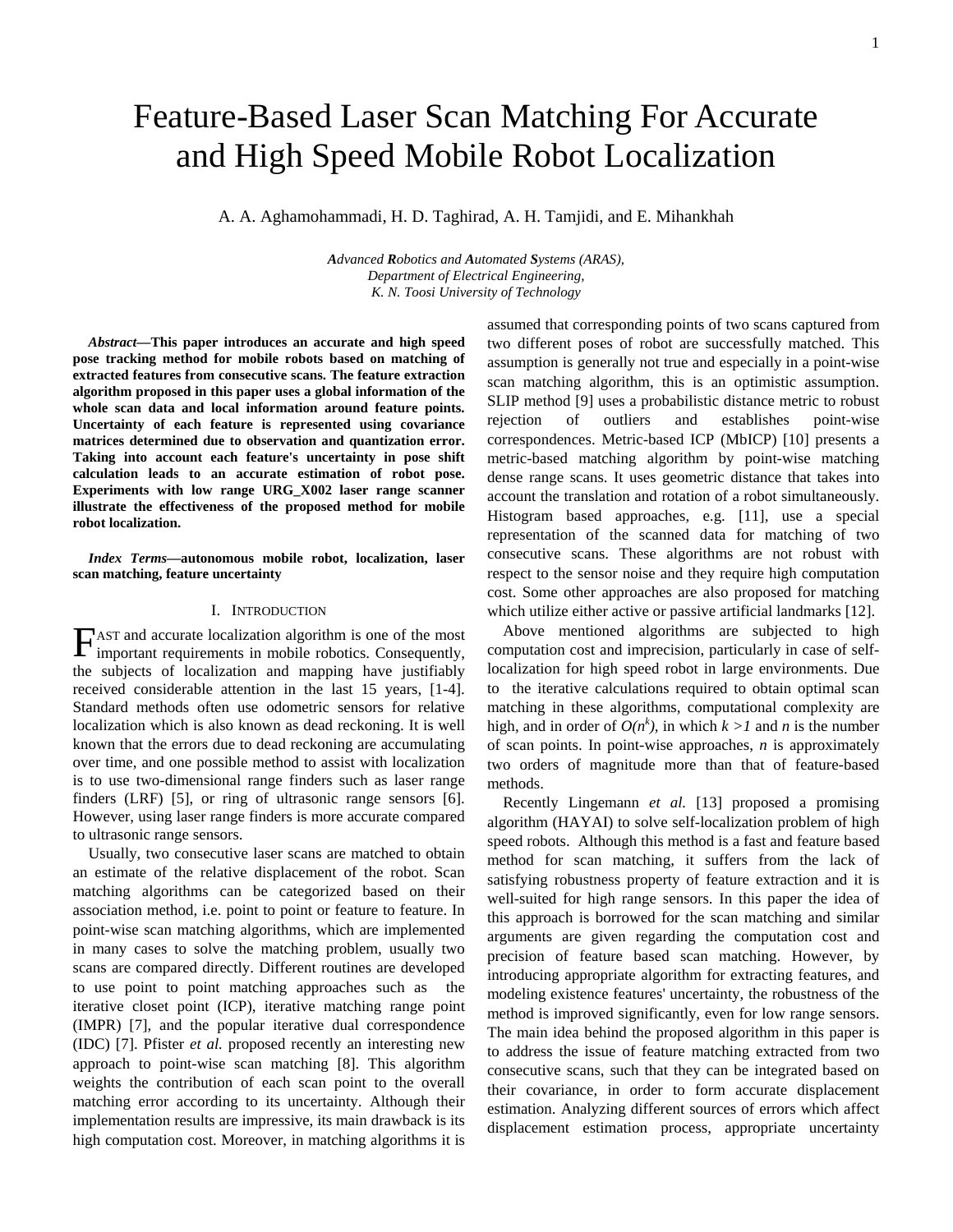# Feature-Based Laser Scan Matching For Accurate and High Speed Mobile Robot Localization

A. A. Aghamohammadi, H. D. Taghirad, A. H. Tamjidi, and E. Mihankhah

***A**dvanced **R**obotics and **A**utomated **S**ystems (ARAS),*
*Department of Electrical Engineering,*
*K. N. Toosi University of Technology*

***Abstract*—This paper introduces an accurate and high speed pose tracking method for mobile robots based on matching of extracted features from consecutive scans. The feature extraction algorithm proposed in this paper uses a global information of the whole scan data and local information around feature points. Uncertainty of each feature is represented using covariance matrices determined due to observation and quantization error. Taking into account each feature's uncertainty in pose shift calculation leads to an accurate estimation of robot pose. Experiments with low range URG_X002 laser range scanner illustrate the effectiveness of the proposed method for mobile robot localization.**

***Index Terms*—autonomous mobile robot, localization, laser scan matching, feature uncertainty**

## I. Introduction

Fast and accurate localization algorithm is one of the most important requirements in mobile robotics. Consequently, the subjects of localization and mapping have justifiably received considerable attention in the last 15 years, [1-4]. Standard methods often use odometric sensors for relative localization which is also known as dead reckoning. It is well known that the errors due to dead reckoning are accumulating over time, and one possible method to assist with localization is to use two-dimensional range finders such as laser range finders (LRF) [5], or ring of ultrasonic range sensors [6]. However, using laser range finders is more accurate compared to ultrasonic range sensors.

Usually, two consecutive laser scans are matched to obtain an estimate of the relative displacement of the robot. Scan matching algorithms can be categorized based on their association method, i.e. point to point or feature to feature. In point-wise scan matching algorithms, which are implemented in many cases to solve the matching problem, usually two scans are compared directly. Different routines are developed to use point to point matching approaches such as the iterative closet point (ICP), iterative matching range point (IMPR) [7], and the popular iterative dual correspondence (IDC) [7]. Pfister *et al.* proposed recently an interesting new approach to point-wise scan matching [8]. This algorithm weights the contribution of each scan point to the overall matching error according to its uncertainty. Although their implementation results are impressive, its main drawback is its high computation cost. Moreover, in matching algorithms it is assumed that corresponding points of two scans captured from two different poses of robot are successfully matched. This assumption is generally not true and especially in a point-wise scan matching algorithm, this is an optimistic assumption. SLIP method [9] uses a probabilistic distance metric to robust rejection of outliers and establishes point-wise correspondences. Metric-based ICP (MbICP) [10] presents a metric-based matching algorithm by point-wise matching dense range scans. It uses geometric distance that takes into account the translation and rotation of a robot simultaneously. Histogram based approaches, e.g. [11], use a special representation of the scanned data for matching of two consecutive scans. These algorithms are not robust with respect to the sensor noise and they require high computation cost. Some other approaches are also proposed for matching which utilize either active or passive artificial landmarks [12].

Above mentioned algorithms are subjected to high computation cost and imprecision, particularly in case of self-localization for high speed robot in large environments. Due to the iterative calculations required to obtain optimal scan matching in these algorithms, computational complexity are high, and in order of $O(n^k)$, in which $k > 1$ and $n$ is the number of scan points. In point-wise approaches, $n$ is approximately two orders of magnitude more than that of feature-based methods.

Recently Lingemann *et al.* [13] proposed a promising algorithm (HAYAI) to solve self-localization problem of high speed robots. Although this method is a fast and feature based method for scan matching, it suffers from the lack of satisfying robustness property of feature extraction and it is well-suited for high range sensors. In this paper the idea of this approach is borrowed for the scan matching and similar arguments are given regarding the computation cost and precision of feature based scan matching. However, by introducing appropriate algorithm for extracting features, and modeling existence features' uncertainty, the robustness of the method is improved significantly, even for low range sensors. The main idea behind the proposed algorithm in this paper is to address the issue of feature matching extracted from two consecutive scans, such that they can be integrated based on their covariance, in order to form accurate displacement estimation. Analyzing different sources of errors which affect displacement estimation process, appropriate uncertainty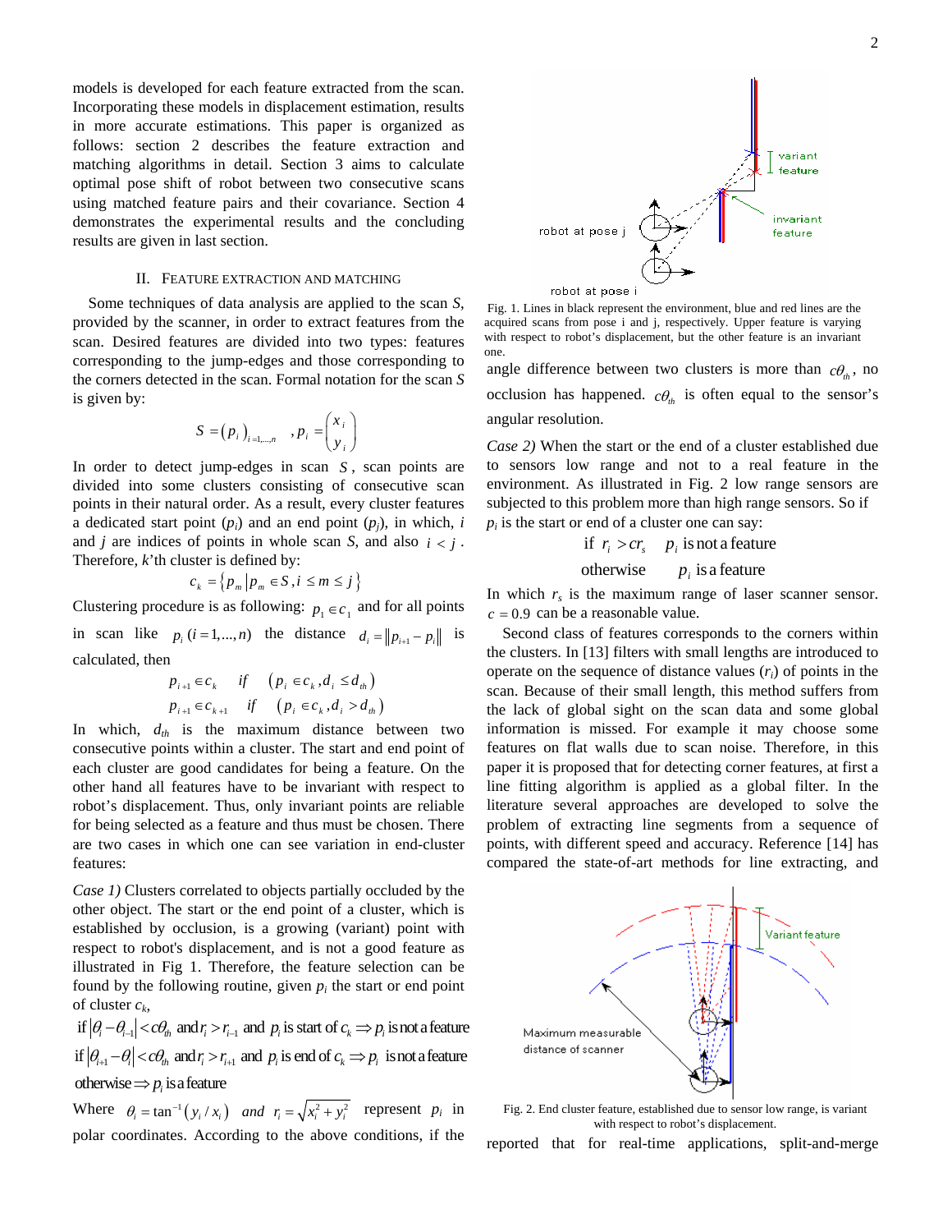models is developed for each feature extracted from the scan. Incorporating these models in displacement estimation, results in more accurate estimations. This paper is organized as follows: section 2 describes the feature extraction and matching algorithms in detail. Section 3 aims to calculate optimal pose shift of robot between two consecutive scans using matched feature pairs and their covariance. Section 4 demonstrates the experimental results and the concluding results are given in last section.

## II. Feature Extraction and Matching

Some techniques of data analysis are applied to the scan *S*, provided by the scanner, in order to extract features from the scan. Desired features are divided into two types: features corresponding to the jump-edges and those corresponding to the corners detected in the scan. Formal notation for the scan *S* is given by:

$$S = (p_i)_{i=1,\dots,n} \quad , p_i = \begin{pmatrix} x_i \\ y_i \end{pmatrix}$$

In order to detect jump-edges in scan $S$, scan points are divided into some clusters consisting of consecutive scan points in their natural order. As a result, every cluster features a dedicated start point ($p_i$) and an end point ($p_j$), in which, $i$ and $j$ are indices of points in whole scan *S*, and also $i < j$. Therefore, *k*'th cluster is defined by:

$$c_k = \left\{ p_m \mid p_m \in S, i \le m \le j \right\}$$

Clustering procedure is as following: $p_1 \in c_1$ and for all points in scan like $p_i \ (i = 1,\dots,n)$ the distance $d_i = \| p_{i+1} - p_i \|$ is calculated, then

$$p_{i+1} \in c_k \quad if \quad (p_i \in c_k, d_i \le d_{th})$$
$$p_{i+1} \in c_{k+1} \quad if \quad (p_i \in c_k, d_i > d_{th})$$

In which, $d_{th}$ is the maximum distance between two consecutive points within a cluster. The start and end point of each cluster are good candidates for being a feature. On the other hand all features have to be invariant with respect to robot's displacement. Thus, only invariant points are reliable for being selected as a feature and thus must be chosen. There are two cases in which one can see variation in end-cluster features:

*Case 1)* Clusters correlated to objects partially occluded by the other object. The start or the end point of a cluster, which is established by occlusion, is a growing (variant) point with respect to robot's displacement, and is not a good feature as illustrated in Fig 1. Therefore, the feature selection can be found by the following routine, given $p_i$ the start or end point of cluster $c_k$,

$$\text{if } |\theta_i - \theta_{i-1}| < c\theta_{th} \text{ and } r_i > r_{i-1} \text{ and } p_i \text{ is start of } c_k \Rightarrow p_i \text{ is not a feature}$$
$$\text{if } |\theta_{i+1} - \theta_i| < c\theta_{th} \text{ and } r_i > r_{i+1} \text{ and } p_i \text{ is end of } c_k \Rightarrow p_i \text{ is not a feature}$$
$$\text{otherwise} \Rightarrow p_i \text{ is a feature}$$

Where $\theta_i = \tan^{-1}(y_i / x_i)$ *and* $r_i = \sqrt{x_i^2 + y_i^2}$ represent $p_i$ in polar coordinates. According to the above conditions, if the

Fig. 1. Lines in black represent the environment, blue and red lines are the acquired scans from pose i and j, respectively. Upper feature is varying with respect to robot's displacement, but the other feature is an invariant one.

angle difference between two clusters is more than $c\theta_{th}$, no occlusion has happened. $c\theta_{th}$ is often equal to the sensor's angular resolution.

*Case 2)* When the start or the end of a cluster established due to sensors low range and not to a real feature in the environment. As illustrated in Fig. 2 low range sensors are subjected to this problem more than high range sensors. So if $p_i$ is the start or end of a cluster one can say:

$$\text{if } r_i > cr_s \quad p_i \text{ is not a feature}$$
$$\text{otherwise} \quad p_i \text{ is a feature}$$

In which $r_s$ is the maximum range of laser scanner sensor. $c = 0.9$ can be a reasonable value.

Second class of features corresponds to the corners within the clusters. In [13] filters with small lengths are introduced to operate on the sequence of distance values ($r_i$) of points in the scan. Because of their small length, this method suffers from the lack of global sight on the scan data and some global information is missed. For example it may choose some features on flat walls due to scan noise. Therefore, in this paper it is proposed that for detecting corner features, at first a line fitting algorithm is applied as a global filter. In the literature several approaches are developed to solve the problem of extracting line segments from a sequence of points, with different speed and accuracy. Reference [14] has compared the state-of-art methods for line extracting, and

Fig. 2. End cluster feature, established due to sensor low range, is variant with respect to robot's displacement.

reported that for real-time applications, split-and-merge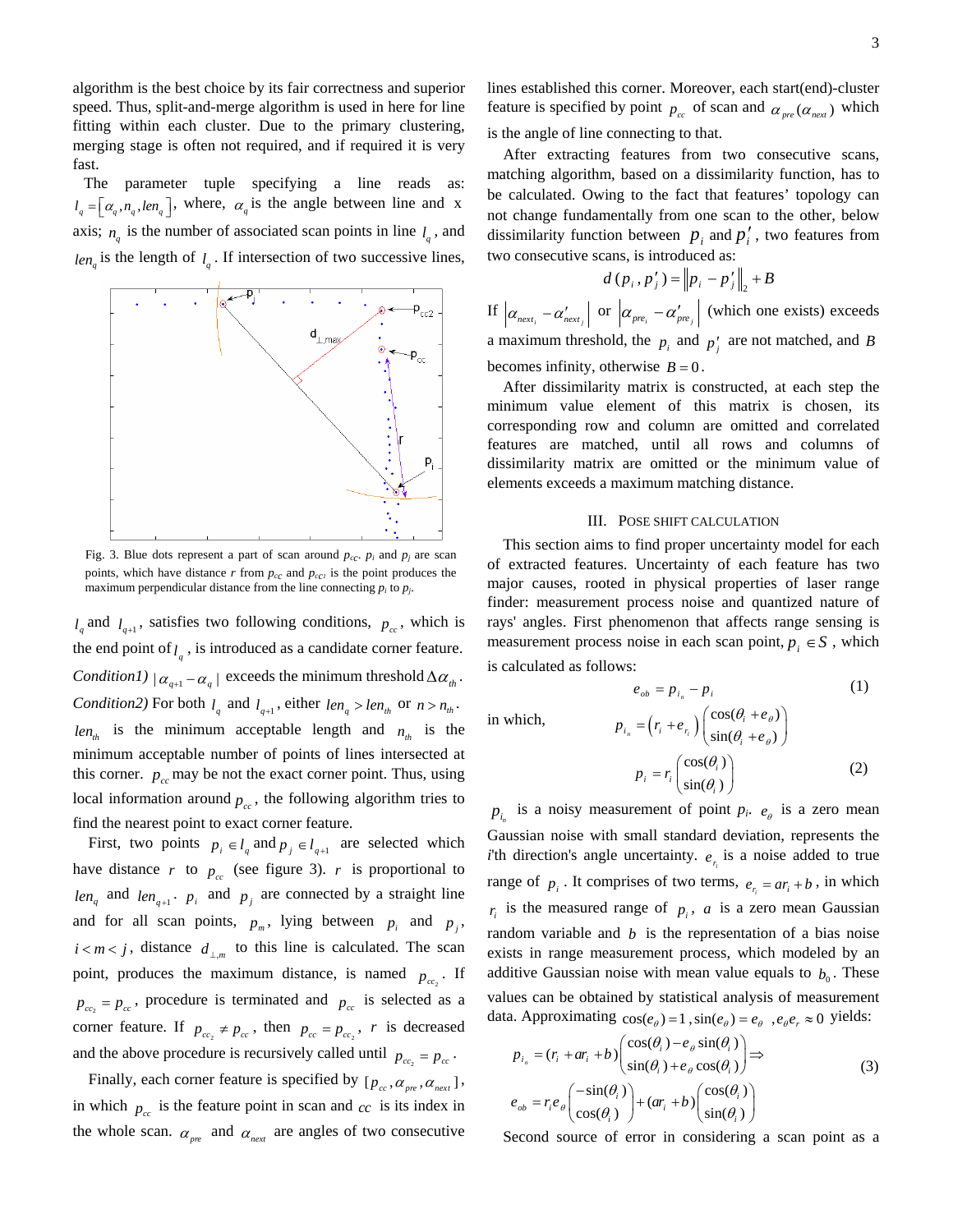algorithm is the best choice by its fair correctness and superior speed. Thus, split-and-merge algorithm is used in here for line fitting within each cluster. Due to the primary clustering, merging stage is often not required, and if required it is very fast.

The parameter tuple specifying a line reads as: $l_q = [\alpha_q, n_q, len_q]$, where, $\alpha_q$ is the angle between line and x axis; $n_q$ is the number of associated scan points in line $l_q$, and $len_q$ is the length of $l_q$. If intersection of two successive lines,

Fig. 3. Blue dots represent a part of scan around $p_{cc}$. $p_i$ and $p_j$ are scan points, which have distance $r$ from $p_{cc}$ and $p_{cCi}$ is the point produces the maximum perpendicular distance from the line connecting $p_i$ to $p_j$.

$l_q$ and $l_{q+1}$, satisfies two following conditions, $p_{cc}$, which is the end point of $l_q$, is introduced as a candidate corner feature.

*Condition1)* $|\alpha_{q+1} - \alpha_q|$ exceeds the minimum threshold $\Delta\alpha_{th}$.

*Condition2)* For both $l_q$ and $l_{q+1}$, either $len_q > len_{th}$ or $n > n_{th}$.

$len_{th}$ is the minimum acceptable length and $n_{th}$ is the minimum acceptable number of points of lines intersected at this corner. $p_{cc}$ may be not the exact corner point. Thus, using local information around $p_{cc}$, the following algorithm tries to find the nearest point to exact corner feature.

First, two points $p_i \in l_q$ and $p_j \in l_{q+1}$ are selected which have distance $r$ to $p_{cc}$ (see figure 3). $r$ is proportional to $len_q$ and $len_{q+1}$. $p_i$ and $p_j$ are connected by a straight line and for all scan points, $p_m$, lying between $p_i$ and $p_j$, $i < m < j$, distance $d_{\perp,m}$ to this line is calculated. The scan point, produces the maximum distance, is named $p_{cc_2}$. If $p_{cc_2} = p_{cc}$, procedure is terminated and $p_{cc}$ is selected as a corner feature. If $p_{cc_2} \neq p_{cc}$, then $p_{cc} = p_{cc_2}$, $r$ is decreased and the above procedure is recursively called until $p_{cc_2} = p_{cc}$.

Finally, each corner feature is specified by $[p_{cc}, \alpha_{pre}, \alpha_{next}]$, in which $p_{cc}$ is the feature point in scan and $cc$ is its index in the whole scan. $\alpha_{pre}$ and $\alpha_{next}$ are angles of two consecutive lines established this corner. Moreover, each start(end)-cluster feature is specified by point $p_{cc}$ of scan and $\alpha_{pre}(\alpha_{next})$ which is the angle of line connecting to that.

After extracting features from two consecutive scans, matching algorithm, based on a dissimilarity function, has to be calculated. Owing to the fact that features' topology can not change fundamentally from one scan to the other, below dissimilarity function between $p_i$ and $p_i'$, two features from two consecutive scans, is introduced as:

$$d(p_i, p_j') = \|p_i - p_j'\|_2 + B$$

If $|\alpha_{next_i} - \alpha'_{next_j}|$ or $|\alpha_{pre_i} - \alpha'_{pre_j}|$ (which one exists) exceeds a maximum threshold, the $p_i$ and $p_j'$ are not matched, and $B$ becomes infinity, otherwise $B = 0$.

After dissimilarity matrix is constructed, at each step the minimum value element of this matrix is chosen, its corresponding row and column are omitted and correlated features are matched, until all rows and columns of dissimilarity matrix are omitted or the minimum value of elements exceeds a maximum matching distance.

## III. Pose Shift Calculation

This section aims to find proper uncertainty model for each of extracted features. Uncertainty of each feature has two major causes, rooted in physical properties of laser range finder: measurement process noise and quantized nature of rays' angles. First phenomenon that affects range sensing is measurement process noise in each scan point, $p_i \in S$, which is calculated as follows:

$$e_{ob} = p_{i_n} - p_i \tag{1}$$

in which,

$$p_{i_n} = (r_i + e_{r_i}) \begin{pmatrix} \cos(\theta_i + e_\theta) \\ \sin(\theta_i + e_\theta) \end{pmatrix}$$

$$p_i = r_i \begin{pmatrix} \cos(\theta_i) \\ \sin(\theta_i) \end{pmatrix} \tag{2}$$

$p_{i_n}$ is a noisy measurement of point $p_i$. $e_\theta$ is a zero mean Gaussian noise with small standard deviation, represents the $i$'th direction's angle uncertainty. $e_{r_i}$ is a noise added to true range of $p_i$. It comprises of two terms, $e_{r_i} = ar_i + b$, in which $r_i$ is the measured range of $p_i$, $a$ is a zero mean Gaussian random variable and $b$ is the representation of a bias noise exists in range measurement process, which modeled by an additive Gaussian noise with mean value equals to $b_0$. These values can be obtained by statistical analysis of measurement data. Approximating $\cos(e_\theta) = 1, \sin(e_\theta) = e_\theta$, $e_\theta e_r \approx 0$ yields:

$$p_{i_n} = (r_i + ar_i + b)\begin{pmatrix} \cos(\theta_i) - e_\theta \sin(\theta_i) \\ \sin(\theta_i) + e_\theta \cos(\theta_i) \end{pmatrix} \Rightarrow$$

$$e_{ob} = r_i e_\theta \begin{pmatrix} -\sin(\theta_i) \\ \cos(\theta_i) \end{pmatrix} + (ar_i + b)\begin{pmatrix} \cos(\theta_i) \\ \sin(\theta_i) \end{pmatrix} \tag{3}$$

Second source of error in considering a scan point as a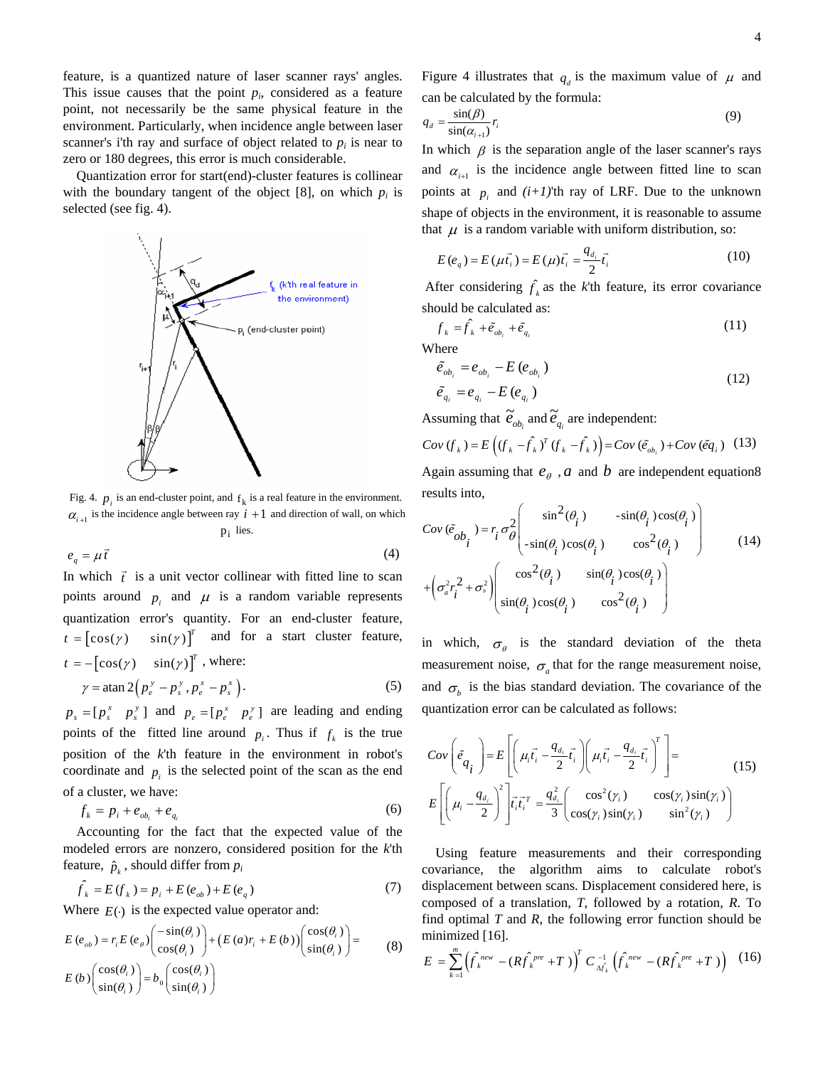feature, is a quantized nature of laser scanner rays' angles. This issue causes that the point $p_i$, considered as a feature point, not necessarily be the same physical feature in the environment. Particularly, when incidence angle between laser scanner's i'th ray and surface of object related to $p_i$ is near to zero or 180 degrees, this error is much considerable.

Quantization error for start(end)-cluster features is collinear with the boundary tangent of the object [8], on which $p_i$ is selected (see fig. 4).

Fig. 4. $p_i$ is an end-cluster point, and $f_k$ is a real feature in the environment. $\alpha_{i+1}$ is the incidence angle between ray $i+1$ and direction of wall, on which $p_i$ lies.

$$e_q = \mu \vec{t} \tag{4}$$

In which $\vec{t}$ is a unit vector collinear with fitted line to scan points around $p_i$ and $\mu$ is a random variable represents quantization error's quantity. For an end-cluster feature, $t = \begin{bmatrix}\cos(\gamma) & \sin(\gamma)\end{bmatrix}^T$ and for a start cluster feature, $t = -\begin{bmatrix}\cos(\gamma) & \sin(\gamma)\end{bmatrix}^T$, where:

$$\gamma = \operatorname{atan2}\left(p_e^y - p_s^y, p_e^x - p_s^x\right). \tag{5}$$

$p_s = [p_s^x \quad p_s^y]$ and $p_e = [p_e^x \quad p_e^y]$ are leading and ending points of the fitted line around $p_i$. Thus if $f_k$ is the true position of the $k$'th feature in the environment in robot's coordinate and $p_i$ is the selected point of the scan as the end of a cluster, we have:

$$f_k = p_i + e_{ob_i} + e_{q_i} \tag{6}$$

Accounting for the fact that the expected value of the modeled errors are nonzero, considered position for the $k$'th feature, $\hat{p}_k$, should differ from $p_i$

$$\hat{f}_k = E(f_k) = p_i + E(e_{ob}) + E(e_q) \tag{7}$$

Where $E(\cdot)$ is the expected value operator and:

$$E(e_{ob}) = r_i E(e_\theta)\begin{pmatrix}-\sin(\theta_i)\\ \cos(\theta_i)\end{pmatrix} + \left(E(a)r_i + E(b)\right)\begin{pmatrix}\cos(\theta_i)\\ \sin(\theta_i)\end{pmatrix} = E(b)\begin{pmatrix}\cos(\theta_i)\\ \sin(\theta_i)\end{pmatrix} = b_0\begin{pmatrix}\cos(\theta_i)\\ \sin(\theta_i)\end{pmatrix} \tag{8}$$

Figure 4 illustrates that $q_d$ is the maximum value of $\mu$ and can be calculated by the formula:

$$q_d = \frac{\sin(\beta)}{\sin(\alpha_{i+1})} r_i \tag{9}$$

In which $\beta$ is the separation angle of the laser scanner's rays and $\alpha_{i+1}$ is the incidence angle between fitted line to scan points at $p_i$ and $(i+1)$'th ray of LRF. Due to the unknown shape of objects in the environment, it is reasonable to assume that $\mu$ is a random variable with uniform distribution, so:

$$E(e_q) = E(\mu \vec{t}_i) = E(\mu)\vec{t}_i = \frac{q_{d_i}}{2}\vec{t}_i \tag{10}$$

After considering $\hat{f}_k$ as the $k$'th feature, its error covariance should be calculated as:

$$f_k = \hat{f}_k + \tilde{e}_{ob_i} + \tilde{e}_{q_i} \tag{11}$$

Where

$$\begin{aligned}\tilde{e}_{ob_i} &= e_{ob_i} - E(e_{ob_i})\\ \tilde{e}_{q_i} &= e_{q_i} - E(e_{q_i})\end{aligned} \tag{12}$$

Assuming that $\tilde{e}_{ob_i}$ and $\tilde{e}_{q_i}$ are independent:

$$Cov(f_k) = E\left((f_k - \hat{f}_k)^T (f_k - \hat{f}_k)\right) = Cov(\tilde{e}_{ob_i}) + Cov(\tilde{e}q_i) \tag{13}$$

Again assuming that $e_\theta$, $a$ and $b$ are independent equation8 results into,

$$Cov(\tilde{e}_{ob_i}) = r_i \sigma_\theta^2 \begin{pmatrix}\sin^2(\theta_i) & -\sin(\theta_i)\cos(\theta_i)\\ -\sin(\theta_i)\cos(\theta_i) & \cos^2(\theta_i)\end{pmatrix} + \left(\sigma_a^2 r_i^2 + \sigma_b^2\right)\begin{pmatrix}\cos^2(\theta_i) & \sin(\theta_i)\cos(\theta_i)\\ \sin(\theta_i)\cos(\theta_i) & \cos^2(\theta_i)\end{pmatrix} \tag{14}$$

in which, $\sigma_\theta$ is the standard deviation of the theta measurement noise, $\sigma_a$ that for the range measurement noise, and $\sigma_b$ is the bias standard deviation. The covariance of the quantization error can be calculated as follows:

$$Cov\left(\tilde{e}_{q_i}\right) = E\left[\left(\mu_i \vec{t}_i - \frac{q_{d_i}}{2}\vec{t}_i\right)\left(\mu_i \vec{t}_i - \frac{q_{d_i}}{2}\vec{t}_i\right)^T\right] = E\left[\left(\mu_i - \frac{q_{d_i}}{2}\right)^2\right]\vec{t}_i\vec{t}_i^{\,T} = \frac{q_{d_i}^2}{3}\begin{pmatrix}\cos^2(\gamma_i) & \cos(\gamma_i)\sin(\gamma_i)\\ \cos(\gamma_i)\sin(\gamma_i) & \sin^2(\gamma_i)\end{pmatrix} \tag{15}$$

Using feature measurements and their corresponding covariance, the algorithm aims to calculate robot's displacement between scans. Displacement considered here, is composed of a translation, $T$, followed by a rotation, $R$. To find optimal $T$ and $R$, the following error function should be minimized [16].

$$E = \sum_{k=1}^{m}\left(\hat{f}_k^{new} - (R\hat{f}_k^{pre} + T)\right)^T C_{\Delta\hat{f}_k}^{-1}\left(\hat{f}_k^{new} - (R\hat{f}_k^{pre} + T)\right) \tag{16}$$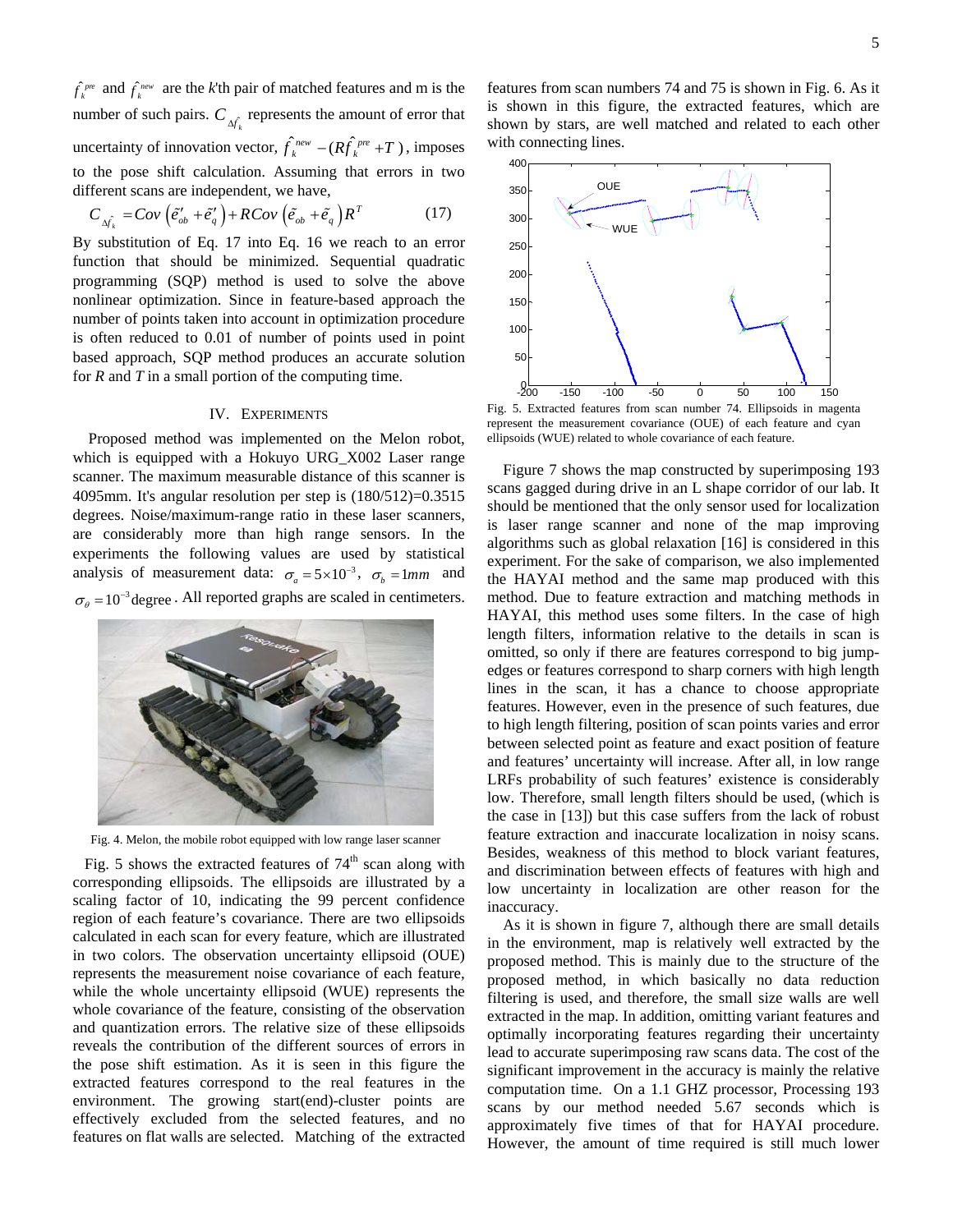$\hat{f}_k^{pre}$ and $\hat{f}_k^{new}$ are the *k*'th pair of matched features and m is the number of such pairs. $C_{\Delta\hat{f}_k}$ represents the amount of error that uncertainty of innovation vector, $\hat{f}_k^{new} - (R\hat{f}_k^{pre} + T)$, imposes to the pose shift calculation. Assuming that errors in two different scans are independent, we have,

$$C_{\Delta\hat{f}_k} = Cov\left(\tilde{e}'_{ob} + \tilde{e}'_q\right) + RCov\left(\tilde{e}_{ob} + \tilde{e}_q\right)R^T \qquad (17)$$

By substitution of Eq. 17 into Eq. 16 we reach to an error function that should be minimized. Sequential quadratic programming (SQP) method is used to solve the above nonlinear optimization. Since in feature-based approach the number of points taken into account in optimization procedure is often reduced to 0.01 of number of points used in point based approach, SQP method produces an accurate solution for *R* and *T* in a small portion of the computing time.

## IV. Experiments

Proposed method was implemented on the Melon robot, which is equipped with a Hokuyo URG_X002 Laser range scanner. The maximum measurable distance of this scanner is 4095mm. It's angular resolution per step is (180/512)=0.3515 degrees. Noise/maximum-range ratio in these laser scanners, are considerably more than high range sensors. In the experiments the following values are used by statistical analysis of measurement data: $\sigma_a = 5\times10^{-3}$, $\sigma_b = 1mm$ and $\sigma_\theta = 10^{-3}$ degree. All reported graphs are scaled in centimeters.

Fig. 4. Melon, the mobile robot equipped with low range laser scanner

Fig. 5 shows the extracted features of 74[th] scan along with corresponding ellipsoids. The ellipsoids are illustrated by a scaling factor of 10, indicating the 99 percent confidence region of each feature's covariance. There are two ellipsoids calculated in each scan for every feature, which are illustrated in two colors. The observation uncertainty ellipsoid (OUE) represents the measurement noise covariance of each feature, while the whole uncertainty ellipsoid (WUE) represents the whole covariance of the feature, consisting of the observation and quantization errors. The relative size of these ellipsoids reveals the contribution of the different sources of errors in the pose shift estimation. As it is seen in this figure the extracted features correspond to the real features in the environment. The growing start(end)-cluster points are effectively excluded from the selected features, and no features on flat walls are selected. Matching of the extracted features from scan numbers 74 and 75 is shown in Fig. 6. As it is shown in this figure, the extracted features, which are shown by stars, are well matched and related to each other with connecting lines.

Fig. 5. Extracted features from scan number 74. Ellipsoids in magenta represent the measurement covariance (OUE) of each feature and cyan ellipsoids (WUE) related to whole covariance of each feature.

Figure 7 shows the map constructed by superimposing 193 scans gagged during drive in an L shape corridor of our lab. It should be mentioned that the only sensor used for localization is laser range scanner and none of the map improving algorithms such as global relaxation [16] is considered in this experiment. For the sake of comparison, we also implemented the HAYAI method and the same map produced with this method. Due to feature extraction and matching methods in HAYAI, this method uses some filters. In the case of high length filters, information relative to the details in scan is omitted, so only if there are features correspond to big jump-edges or features correspond to sharp corners with high length lines in the scan, it has a chance to choose appropriate features. However, even in the presence of such features, due to high length filtering, position of scan points varies and error between selected point as feature and exact position of feature and features' uncertainty will increase. After all, in low range LRFs probability of such features' existence is considerably low. Therefore, small length filters should be used, (which is the case in [13]) but this case suffers from the lack of robust feature extraction and inaccurate localization in noisy scans. Besides, weakness of this method to block variant features, and discrimination between effects of features with high and low uncertainty in localization are other reason for the inaccuracy.

As it is shown in figure 7, although there are small details in the environment, map is relatively well extracted by the proposed method. This is mainly due to the structure of the proposed method, in which basically no data reduction filtering is used, and therefore, the small size walls are well extracted in the map. In addition, omitting variant features and optimally incorporating features regarding their uncertainty lead to accurate superimposing raw scans data. The cost of the significant improvement in the accuracy is mainly the relative computation time. On a 1.1 GHZ processor, Processing 193 scans by our method needed 5.67 seconds which is approximately five times of that for HAYAI procedure. However, the amount of time required is still much lower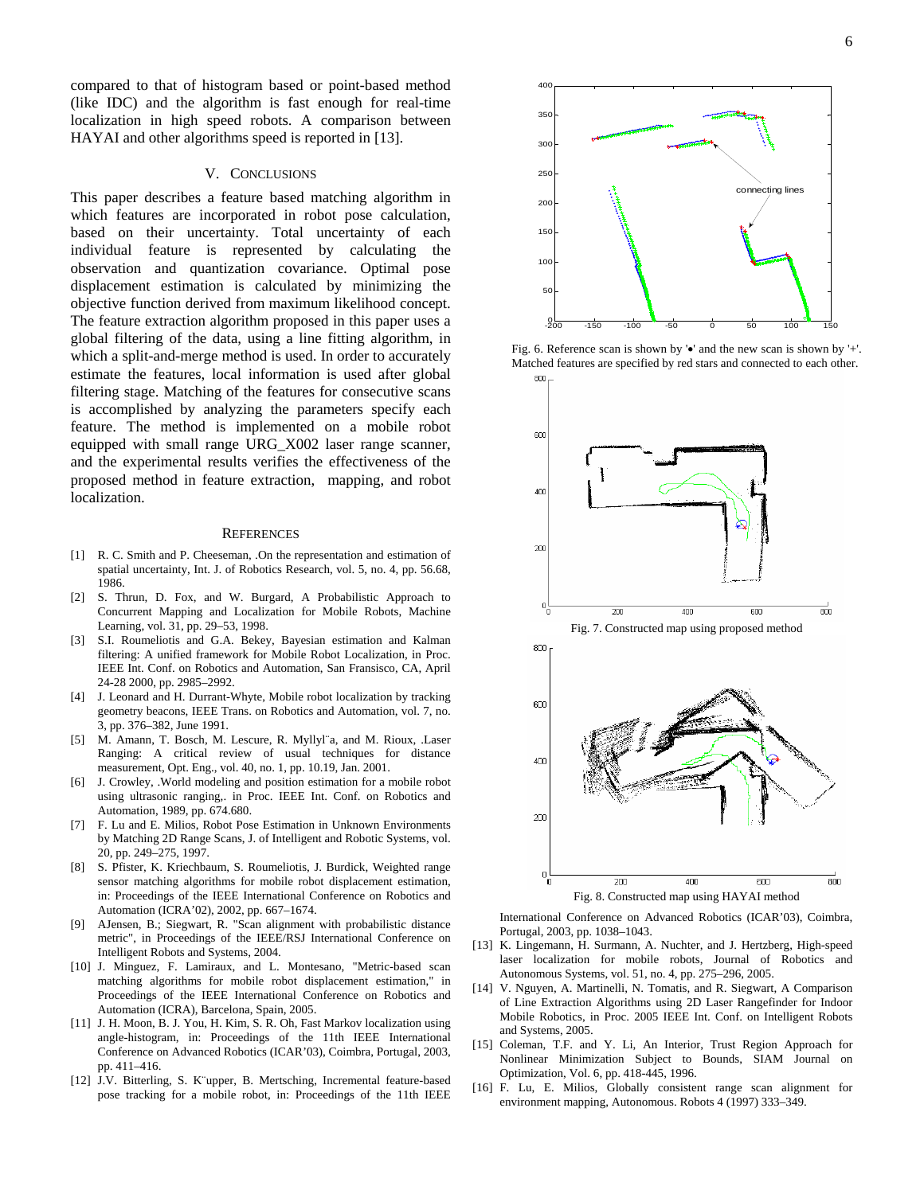compared to that of histogram based or point-based method (like IDC) and the algorithm is fast enough for real-time localization in high speed robots. A comparison between HAYAI and other algorithms speed is reported in [13].

## V. CONCLUSIONS

This paper describes a feature based matching algorithm in which features are incorporated in robot pose calculation, based on their uncertainty. Total uncertainty of each individual feature is represented by calculating the observation and quantization covariance. Optimal pose displacement estimation is calculated by minimizing the objective function derived from maximum likelihood concept. The feature extraction algorithm proposed in this paper uses a global filtering of the data, using a line fitting algorithm, in which a split-and-merge method is used. In order to accurately estimate the features, local information is used after global filtering stage. Matching of the features for consecutive scans is accomplished by analyzing the parameters specify each feature. The method is implemented on a mobile robot equipped with small range URG_X002 laser range scanner, and the experimental results verifies the effectiveness of the proposed method in feature extraction, mapping, and robot localization.

connecting lines

400
350
300
250
200
150
100
50
0
-200 -150 -100 -50 0 50 100 150

Fig. 6. Reference scan is shown by '•' and the new scan is shown by '+'. Matched features are specified by red stars and connected to each other.

800
600
400
200
0
0 200 400 600 800

Fig. 7. Constructed map using proposed method

800
600
400
200
0
0 200 400 600 800

Fig. 8. Constructed map using HAYAI method

## REFERENCES

[1] R. C. Smith and P. Cheeseman, .On the representation and estimation of spatial uncertainty, Int. J. of Robotics Research, vol. 5, no. 4, pp. 56.68, 1986.

[2] S. Thrun, D. Fox, and W. Burgard, A Probabilistic Approach to Concurrent Mapping and Localization for Mobile Robots, Machine Learning, vol. 31, pp. 29–53, 1998.

[3] S.I. Roumeliotis and G.A. Bekey, Bayesian estimation and Kalman filtering: A unified framework for Mobile Robot Localization, in Proc. IEEE Int. Conf. on Robotics and Automation, San Fransisco, CA, April 24-28 2000, pp. 2985–2992.

[4] J. Leonard and H. Durrant-Whyte, Mobile robot localization by tracking geometry beacons, IEEE Trans. on Robotics and Automation, vol. 7, no. 3, pp. 376–382, June 1991.

[5] M. Amann, T. Bosch, M. Lescure, R. Myllyl¨a, and M. Rioux, .Laser Ranging: A critical review of usual techniques for distance measurement, Opt. Eng., vol. 40, no. 1, pp. 10.19, Jan. 2001.

[6] J. Crowley, .World modeling and position estimation for a mobile robot using ultrasonic ranging,. in Proc. IEEE Int. Conf. on Robotics and Automation, 1989, pp. 674.680.

[7] F. Lu and E. Milios, Robot Pose Estimation in Unknown Environments by Matching 2D Range Scans, J. of Intelligent and Robotic Systems, vol. 20, pp. 249–275, 1997.

[8] S. Pfister, K. Kriechbaum, S. Roumeliotis, J. Burdick, Weighted range sensor matching algorithms for mobile robot displacement estimation, in: Proceedings of the IEEE International Conference on Robotics and Automation (ICRA'02), 2002, pp. 667–1674.

[9] AJensen, B.; Siegwart, R. "Scan alignment with probabilistic distance metric", in Proceedings of the IEEE/RSJ International Conference on Intelligent Robots and Systems, 2004.

[10] J. Minguez, F. Lamiraux, and L. Montesano, "Metric-based scan matching algorithms for mobile robot displacement estimation," in Proceedings of the IEEE International Conference on Robotics and Automation (ICRA), Barcelona, Spain, 2005.

[11] J. H. Moon, B. J. You, H. Kim, S. R. Oh, Fast Markov localization using angle-histogram, in: Proceedings of the 11th IEEE International Conference on Advanced Robotics (ICAR'03), Coimbra, Portugal, 2003, pp. 411–416.

[12] J.V. Bitterling, S. K¨upper, B. Mertsching, Incremental feature-based pose tracking for a mobile robot, in: Proceedings of the 11th IEEE International Conference on Advanced Robotics (ICAR'03), Coimbra, Portugal, 2003, pp. 1038–1043.

[13] K. Lingemann, H. Surmann, A. Nuchter, and J. Hertzberg, High-speed laser localization for mobile robots, Journal of Robotics and Autonomous Systems, vol. 51, no. 4, pp. 275–296, 2005.

[14] V. Nguyen, A. Martinelli, N. Tomatis, and R. Siegwart, A Comparison of Line Extraction Algorithms using 2D Laser Rangefinder for Indoor Mobile Robotics, in Proc. 2005 IEEE Int. Conf. on Intelligent Robots and Systems, 2005.

[15] Coleman, T.F. and Y. Li, An Interior, Trust Region Approach for Nonlinear Minimization Subject to Bounds, SIAM Journal on Optimization, Vol. 6, pp. 418-445, 1996.

[16] F. Lu, E. Milios, Globally consistent range scan alignment for environment mapping, Autonomous. Robots 4 (1997) 333–349.